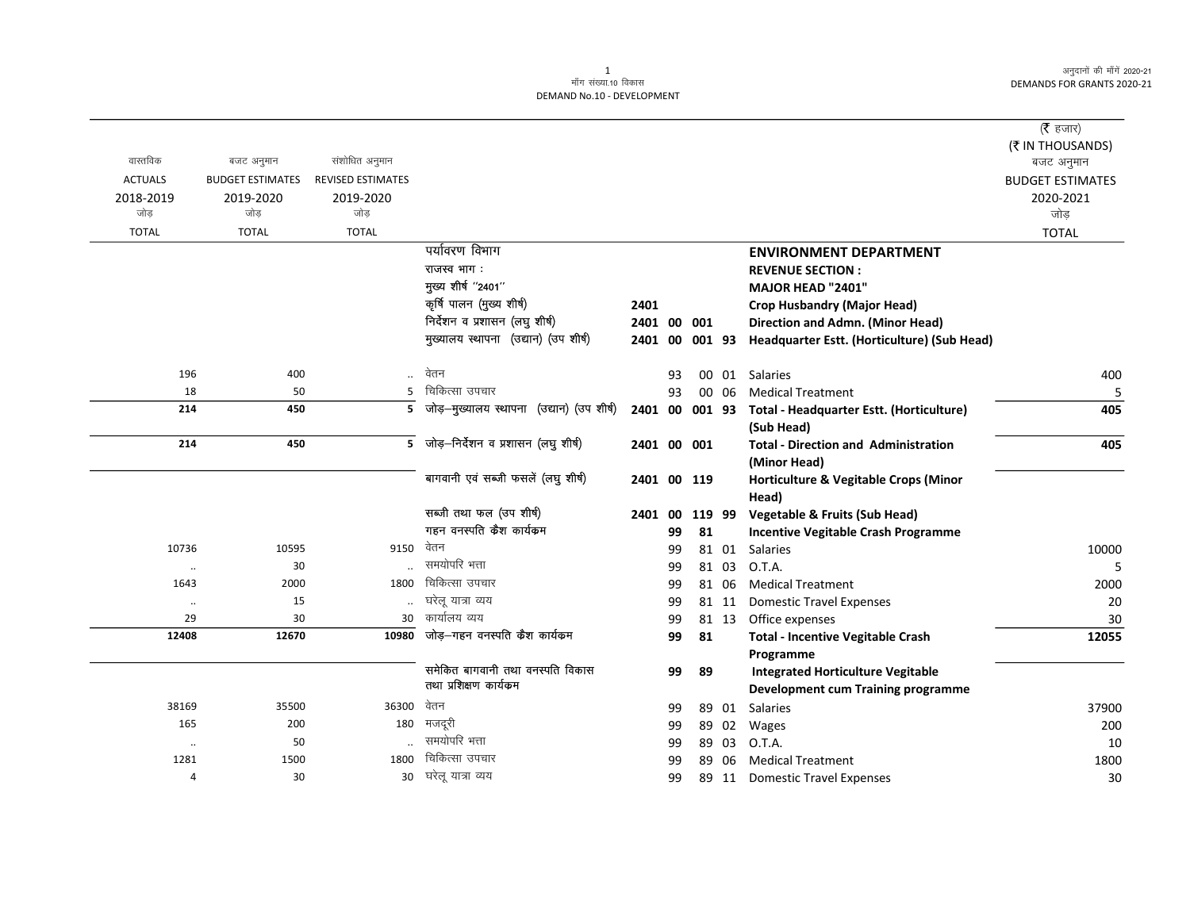मॉंग संख्या.10 विकास
DEMAND No.10 - DEVELOPMENT

अनुदानों की मॉंगें 2020-21
DEMANDS FOR GRANTS 2020-21

(₹ हजार)
(₹ IN THOUSANDS)

| वास्तविक ACTUALS 2018-2019 जोड़ TOTAL | बजट अनुमान BUDGET ESTIMATES 2019-2020 जोड़ TOTAL | संशोधित अनुमान REVISED ESTIMATES 2019-2020 जोड़ TOTAL | | | | | बजट अनुमान BUDGET ESTIMATES 2020-2021 जोड़ TOTAL |
|---|---|---|---|---|---|---|---|
| | | | पर्यावरण विभाग | | | **ENVIRONMENT DEPARTMENT** | |
| | | | राजस्व भाग : | | | **REVENUE SECTION :** | |
| | | | मुख्य शीर्ष ''2401'' | | | **MAJOR HEAD "2401"** | |
| | | | कृषि पालन (मुख्य शीर्ष) | **2401** | | **Crop Husbandry (Major Head)** | |
| | | | निर्देशन व प्रशासन (लघु शीर्ष) | **2401 00** | **001** | **Direction and Admn. (Minor Head)** | |
| | | | मुख्यालय स्थापना (उद्यान) (उप शीर्ष) | **2401 00** | **001 93** | **Headquarter Estt. (Horticulture) (Sub Head)** | |
| 196 | 400 | .. | वेतन | 93 | 00 01 | Salaries | 400 |
| 18 | 50 | 5 | चिकित्सा उपचार | 93 | 00 06 | Medical Treatment | 5 |
| **214** | **450** | **5** | जोड़–मुख्यालय स्थापना (उद्यान) (उप शीर्ष) | **2401 00** | **001 93** | **Total - Headquarter Estt. (Horticulture) (Sub Head)** | **405** |
| **214** | **450** | **5** | जोड़–निर्देशन व प्रशासन (लघु शीर्ष) | **2401 00** | **001** | **Total - Direction and Administration (Minor Head)** | **405** |
| | | | बागवानी एवं सब्जी फसलें (लघु शीर्ष) | **2401 00** | **119** | **Horticulture & Vegitable Crops (Minor Head)** | |
| | | | सब्जी तथा फल (उप शीर्ष) | **2401 00** | **119 99** | **Vegetable & Fruits (Sub Head)** | |
| | | | गहन वनस्पति कैश कार्यक्रम | **99** | **81** | **Incentive Vegitable Crash Programme** | |
| 10736 | 10595 | 9150 | वेतन | 99 | 81 01 | Salaries | 10000 |
| .. | 30 | .. | समयोपरि भत्ता | 99 | 81 03 | O.T.A. | 5 |
| 1643 | 2000 | 1800 | चिकित्सा उपचार | 99 | 81 06 | Medical Treatment | 2000 |
| .. | 15 | .. | घरेलू यात्रा व्यय | 99 | 81 11 | Domestic Travel Expenses | 20 |
| 29 | 30 | 30 | कार्यालय व्यय | 99 | 81 13 | Office expenses | 30 |
| **12408** | **12670** | **10980** | जोड़–गहन वनस्पति कैश कार्यक्रम | **99** | **81** | **Total - Incentive Vegitable Crash Programme** | **12055** |
| | | | समेकित बागवानी तथा वनस्पति विकास तथा प्रशिक्षण कार्यक्रम | **99** | **89** | **Integrated Horticulture Vegitable Development cum Training programme** | |
| 38169 | 35500 | 36300 | वेतन | 99 | 89 01 | Salaries | 37900 |
| 165 | 200 | 180 | मजदूरी | 99 | 89 02 | Wages | 200 |
| .. | 50 | .. | समयोपरि भत्ता | 99 | 89 03 | O.T.A. | 10 |
| 1281 | 1500 | 1800 | चिकित्सा उपचार | 99 | 89 06 | Medical Treatment | 1800 |
| 4 | 30 | 30 | घरेलू यात्रा व्यय | 99 | 89 11 | Domestic Travel Expenses | 30 |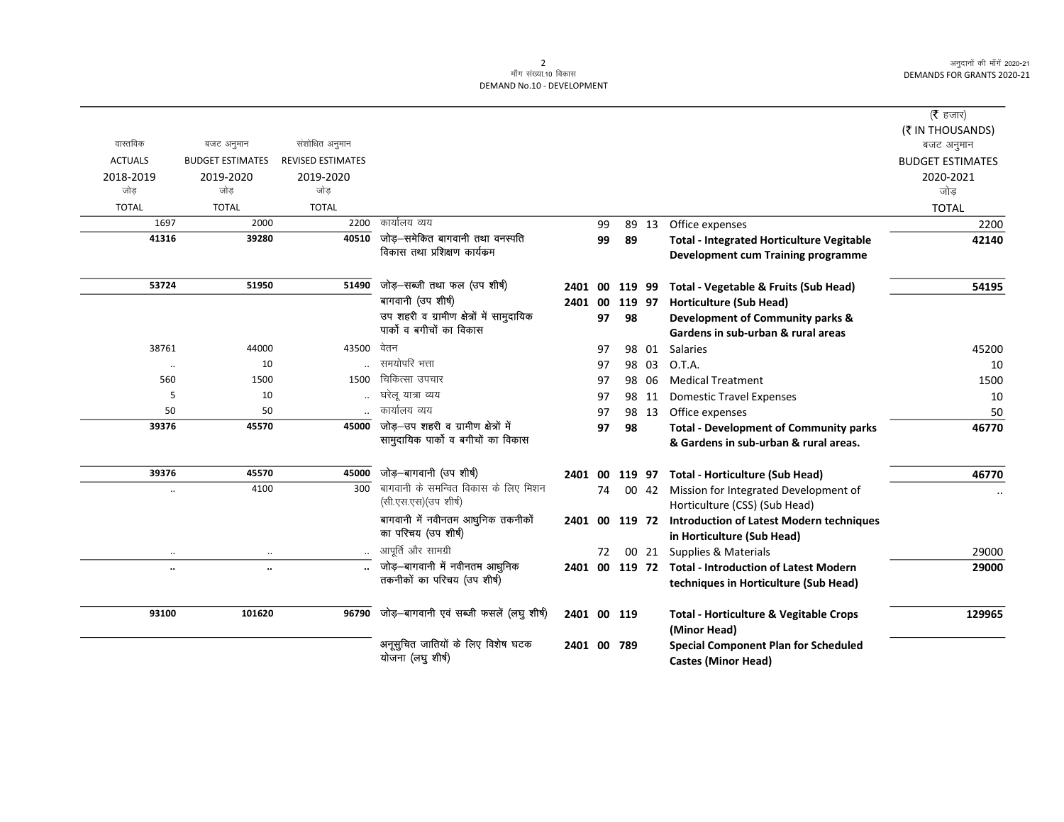मॉंग संख्या.10 विकास
DEMAND No.10 - DEVELOPMENT

| वास्तविक ACTUALS 2018-2019 जोड़ TOTAL | बजट अनुमान BUDGET ESTIMATES 2019-2020 जोड़ TOTAL | संशोधित अनुमान REVISED ESTIMATES 2019-2020 जोड़ TOTAL | | | | | | | (₹ हजार) (₹ IN THOUSANDS) बजट अनुमान BUDGET ESTIMATES 2020-2021 जोड़ TOTAL |
|---|---|---|---|---|---|---|---|---|---|
| 1697 | 2000 | 2200 | कार्यालय व्यय | | 99 | 89 | 13 | Office expenses | 2200 |
| **41316** | **39280** | **40510** | जोड़–समेकित बागवानी तथा वनस्पति विकास तथा प्रशिक्षण कार्यक्रम | | **99** | **89** | | **Total - Integrated Horticulture Vegitable Development cum Training programme** | **42140** |
| **53724** | **51950** | **51490** | जोड़–सब्जी तथा फल (उप शीर्ष) | **2401 00** | **119** | **99** | | **Total - Vegetable & Fruits (Sub Head)** | **54195** |
| | | | बागवानी (उप शीर्ष) | **2401 00** | **119** | **97** | | **Horticulture (Sub Head)** | |
| | | | उप शहरी व ग्रामीण क्षेत्रों में सामुदायिक पार्कों व बगीचों का विकास | | **97** | **98** | | **Development of Community parks & Gardens in sub-urban & rural areas** | |
| 38761 | 44000 | 43500 | वेतन | | 97 | 98 | 01 | Salaries | 45200 |
| .. | 10 | .. | समयोपरि भत्ता | | 97 | 98 | 03 | O.T.A. | 10 |
| 560 | 1500 | 1500 | चिकित्सा उपचार | | 97 | 98 | 06 | Medical Treatment | 1500 |
| 5 | 10 | .. | घरेलू यात्रा व्यय | | 97 | 98 | 11 | Domestic Travel Expenses | 10 |
| 50 | 50 | .. | कार्यालय व्यय | | 97 | 98 | 13 | Office expenses | 50 |
| **39376** | **45570** | **45000** | जोड़–उप शहरी व ग्रामीण क्षेत्रों में सामुदायिक पार्कों व बगीचों का विकास | | **97** | **98** | | **Total - Development of Community parks & Gardens in sub-urban & rural areas.** | **46770** |
| **39376** | **45570** | **45000** | जोड़–बागवानी (उप शीर्ष) | **2401 00** | **119** | **97** | | **Total - Horticulture (Sub Head)** | **46770** |
| .. | 4100 | 300 | बागवानी के समन्वित विकास के लिए मिशन (सी.एस.एस)(उप शीर्ष) | | 74 | 00 | 42 | Mission for Integrated Development of Horticulture (CSS) (Sub Head) | .. |
| | | | बागवानी में नवीनतम आधुनिक तकनीकों का परिचय (उप शीर्ष) | **2401 00** | **119** | **72** | | **Introduction of Latest Modern techniques in Horticulture (Sub Head)** | |
| .. | .. | .. | आपूर्ति और सामग्री | | 72 | 00 | 21 | Supplies & Materials | 29000 |
| **..** | **..** | **..** | जोड़–बागवानी में नवीनतम आधुनिक तकनीकों का परिचय (उप शीर्ष) | **2401 00** | **119** | **72** | | **Total - Introduction of Latest Modern techniques in Horticulture (Sub Head)** | **29000** |
| **93100** | **101620** | **96790** | जोड़–बागवानी एवं सब्जी फसलें (लघु शीर्ष) | **2401 00** | **119** | | | **Total - Horticulture & Vegitable Crops (Minor Head)** | **129965** |
| | | | अनूसुचित जातियों के लिए विशेष घटक योजना (लघु शीर्ष) | **2401 00** | **789** | | | **Special Component Plan for Scheduled Castes (Minor Head)** | |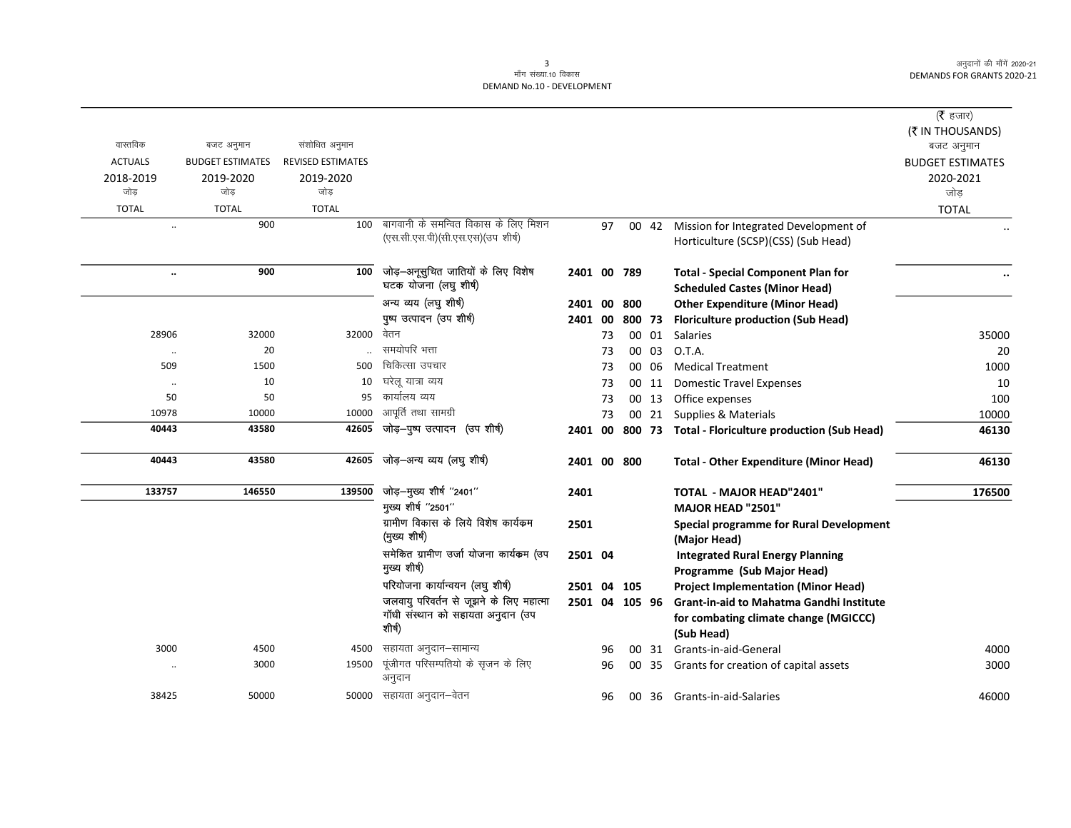मॉंग संख्या.10 विकास
DEMAND No.10 - DEVELOPMENT

| वास्तविक ACTUALS 2018-2019 जोड़ TOTAL | बजट अनुमान BUDGET ESTIMATES 2019-2020 जोड़ TOTAL | संशोधित अनुमान REVISED ESTIMATES 2019-2020 जोड़ TOTAL | | | | | | | (₹ हजार) (₹ IN THOUSANDS) बजट अनुमान BUDGET ESTIMATES 2020-2021 जोड़ TOTAL |
|---|---|---|---|---|---|---|---|---|---|
| .. | 900 | 100 | बागवानी के समन्वित विकास के लिए मिशन (एस.सी.एस.पी)(सी.एस.एस)(उप शीर्ष) | | 97 | 00 | 42 | Mission for Integrated Development of Horticulture (SCSP)(CSS) (Sub Head) | .. |
| **..** | **900** | **100** | **जोड़–अनूसुचित जातियों के लिए विशेष घटक योजना (लघु शीर्ष)** | **2401** | **00** | **789** | | **Total - Special Component Plan for Scheduled Castes (Minor Head)** | **..** |
| | | | **अन्य व्यय (लघु शीर्ष)** | **2401** | **00** | **800** | | **Other Expenditure (Minor Head)** | |
| | | | **पुष्प उत्पादन (उप शीर्ष)** | **2401** | **00** | **800** | **73** | **Floriculture production (Sub Head)** | |
| 28906 | 32000 | 32000 | वेतन | | 73 | 00 | 01 | Salaries | 35000 |
| .. | 20 | .. | समयोपरि भत्ता | | 73 | 00 | 03 | O.T.A. | 20 |
| 509 | 1500 | 500 | चिकित्सा उपचार | | 73 | 00 | 06 | Medical Treatment | 1000 |
| .. | 10 | 10 | घरेलू यात्रा व्यय | | 73 | 00 | 11 | Domestic Travel Expenses | 10 |
| 50 | 50 | 95 | कार्यालय व्यय | | 73 | 00 | 13 | Office expenses | 100 |
| 10978 | 10000 | 10000 | आपूर्ति तथा सामग्री | | 73 | 00 | 21 | Supplies & Materials | 10000 |
| **40443** | **43580** | **42605** | **जोड़–पुष्प उत्पादन (उप शीर्ष)** | **2401** | **00** | **800** | **73** | **Total - Floriculture production (Sub Head)** | **46130** |
| **40443** | **43580** | **42605** | **जोड़–अन्य व्यय (लघु शीर्ष)** | **2401** | **00** | **800** | | **Total - Other Expenditure (Minor Head)** | **46130** |
| **133757** | **146550** | **139500** | **जोड़–मुख्य शीर्ष "2401"** | **2401** | | | | **TOTAL - MAJOR HEAD"2401"** | **176500** |
| | | | **मुख्य शीर्ष "2501"** | | | | | **MAJOR HEAD "2501"** | |
| | | | **ग्रामीण विकास के लिये विशेष कार्यक्रम (मुख्य शीर्ष)** | **2501** | | | | **Special programme for Rural Development (Major Head)** | |
| | | | **समेकित ग्रामीण उर्जा योजना कार्यक्रम (उप मुख्य शीर्ष)** | **2501** | **04** | | | **Integrated Rural Energy Planning Programme (Sub Major Head)** | |
| | | | **परियोजना कार्यान्वयन (लघु शीर्ष)** | **2501** | **04** | **105** | | **Project Implementation (Minor Head)** | |
| | | | **जलवायु परिवर्तन से जूझने के लिए महात्मा गॉधी संस्थान को सहायता अनुदान (उप शीर्ष)** | **2501** | **04** | **105** | **96** | **Grant-in-aid to Mahatma Gandhi Institute for combating climate change (MGICCC) (Sub Head)** | |
| 3000 | 4500 | 4500 | सहायता अनुदान–सामान्य | | 96 | 00 | 31 | Grants-in-aid-General | 4000 |
| .. | 3000 | 19500 | पूंजीगत परिसम्पतियो के सृजन के लिए अनुदान | | 96 | 00 | 35 | Grants for creation of capital assets | 3000 |
| 38425 | 50000 | 50000 | सहायता अनुदान–वेतन | | 96 | 00 | 36 | Grants-in-aid-Salaries | 46000 |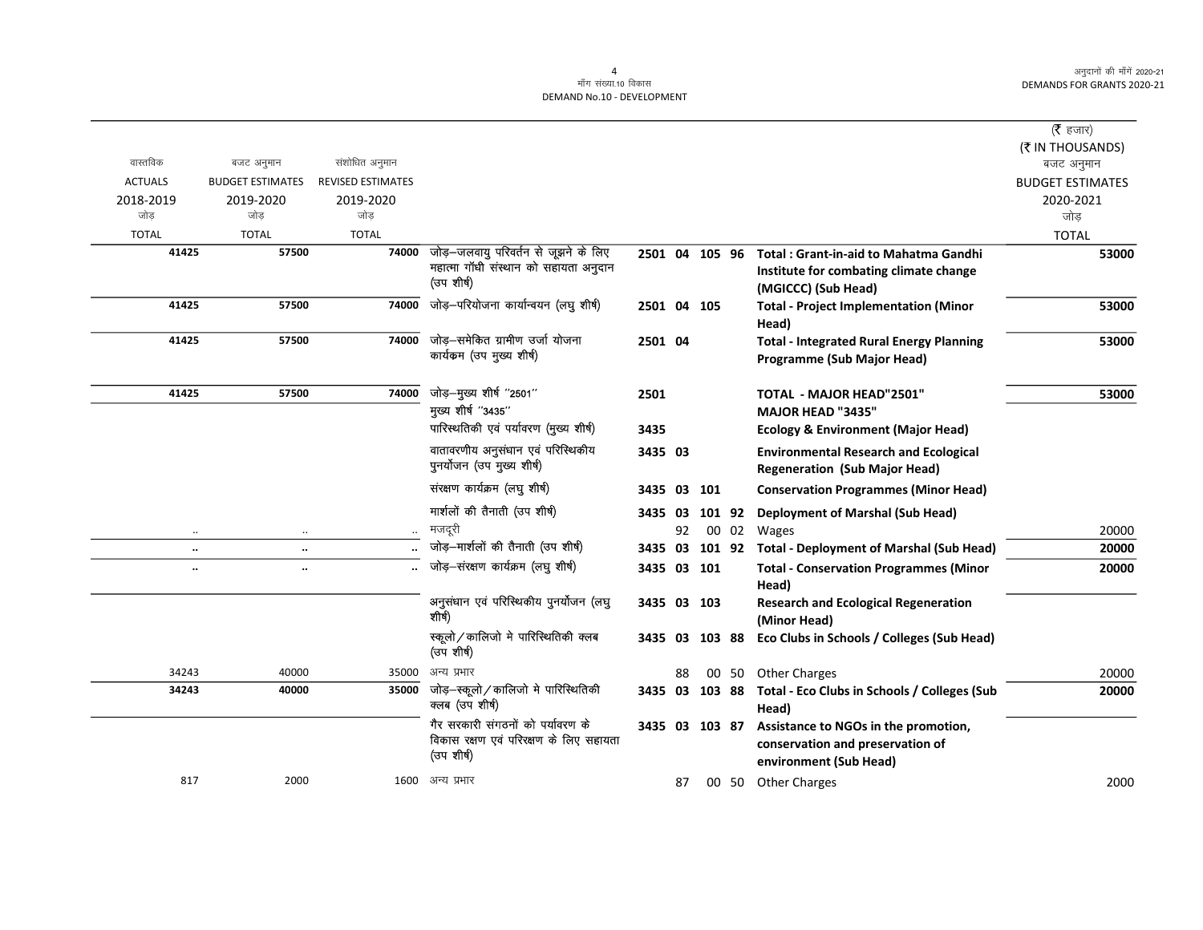(₹ हजार)
(₹ IN THOUSANDS)

| वास्तविक ACTUALS 2018-2019 जोड़ TOTAL | बजट अनुमान BUDGET ESTIMATES 2019-2020 जोड़ TOTAL | संशोधित अनुमान REVISED ESTIMATES 2019-2020 जोड़ TOTAL | | | | | | | बजट अनुमान BUDGET ESTIMATES 2020-2021 जोड़ TOTAL |
|---|---|---|---|---|---|---|---|---|---|
| 41425 | 57500 | 74000 | जोड़–जलवायु परिवर्तन से जूझने के लिए महात्मा गॉधी संस्थान को सहायता अनुदान (उप शीर्ष) | 2501 | 04 | 105 | 96 | Total : Grant-in-aid to Mahatma Gandhi Institute for combating climate change (MGICCC) (Sub Head) | 53000 |
| 41425 | 57500 | 74000 | जोड़–परियोजना कार्यान्वयन (लघु शीर्ष) | 2501 | 04 | 105 | | Total - Project Implementation (Minor Head) | 53000 |
| 41425 | 57500 | 74000 | जोड़–समेकित ग्रामीण उर्जा योजना कार्यक्रम (उप मुख्य शीर्ष) | 2501 | 04 | | | Total - Integrated Rural Energy Planning Programme (Sub Major Head) | 53000 |
| 41425 | 57500 | 74000 | जोड़–मुख्य शीर्ष ''2501'' | 2501 | | | | TOTAL - MAJOR HEAD"2501" | 53000 |
| | | | मुख्य शीर्ष ''3435'' | | | | | MAJOR HEAD "3435" | |
| | | | पारिस्थतिकी एवं पर्यावरण (मुख्य शीर्ष) | 3435 | | | | Ecology & Environment (Major Head) | |
| | | | वातावरणीय अनुसंधान एवं परिस्थिकीय पुनर्योजन (उप मुख्य शीर्ष) | 3435 | 03 | | | Environmental Research and Ecological Regeneration (Sub Major Head) | |
| | | | संरक्षण कार्यक्रम (लघु शीर्ष) | 3435 | 03 | 101 | | Conservation Programmes (Minor Head) | |
| | | | मार्शलों की तैनाती (उप शीर्ष) | 3435 | 03 | 101 | 92 | Deployment of Marshal (Sub Head) | |
| .. | .. | .. | मजदूरी | | 92 | 00 | 02 | Wages | 20000 |
| .. | .. | .. | जोड़–मार्शलों की तैनाती (उप शीर्ष) | 3435 | 03 | 101 | 92 | Total - Deployment of Marshal (Sub Head) | 20000 |
| .. | .. | .. | जोड़–संरक्षण कार्यक्रम (लघु शीर्ष) | 3435 | 03 | 101 | | Total - Conservation Programmes (Minor Head) | 20000 |
| | | | अनुसंधान एवं परिस्थिकीय पुनर्योजन (लघु शीर्ष) | 3435 | 03 | 103 | | Research and Ecological Regeneration (Minor Head) | |
| | | | स्कूलो / कालिजो मे पारिस्थितिकी क्लब (उप शीर्ष) | 3435 | 03 | 103 | 88 | Eco Clubs in Schools / Colleges (Sub Head) | |
| 34243 | 40000 | 35000 | अन्य प्रभार | | 88 | 00 | 50 | Other Charges | 20000 |
| 34243 | 40000 | 35000 | जोड़–स्कूलो / कालिजो मे पारिस्थितिकी क्लब (उप शीर्ष) | 3435 | 03 | 103 | 88 | Total - Eco Clubs in Schools / Colleges (Sub Head) | 20000 |
| | | | गैर सरकारी संगठनों को पर्यावरण के विकास रक्षण एवं परिरक्षण के लिए सहायता (उप शीर्ष) | 3435 | 03 | 103 | 87 | Assistance to NGOs in the promotion, conservation and preservation of environment (Sub Head) | |
| 817 | 2000 | 1600 | अन्य प्रभार | | 87 | 00 | 50 | Other Charges | 2000 |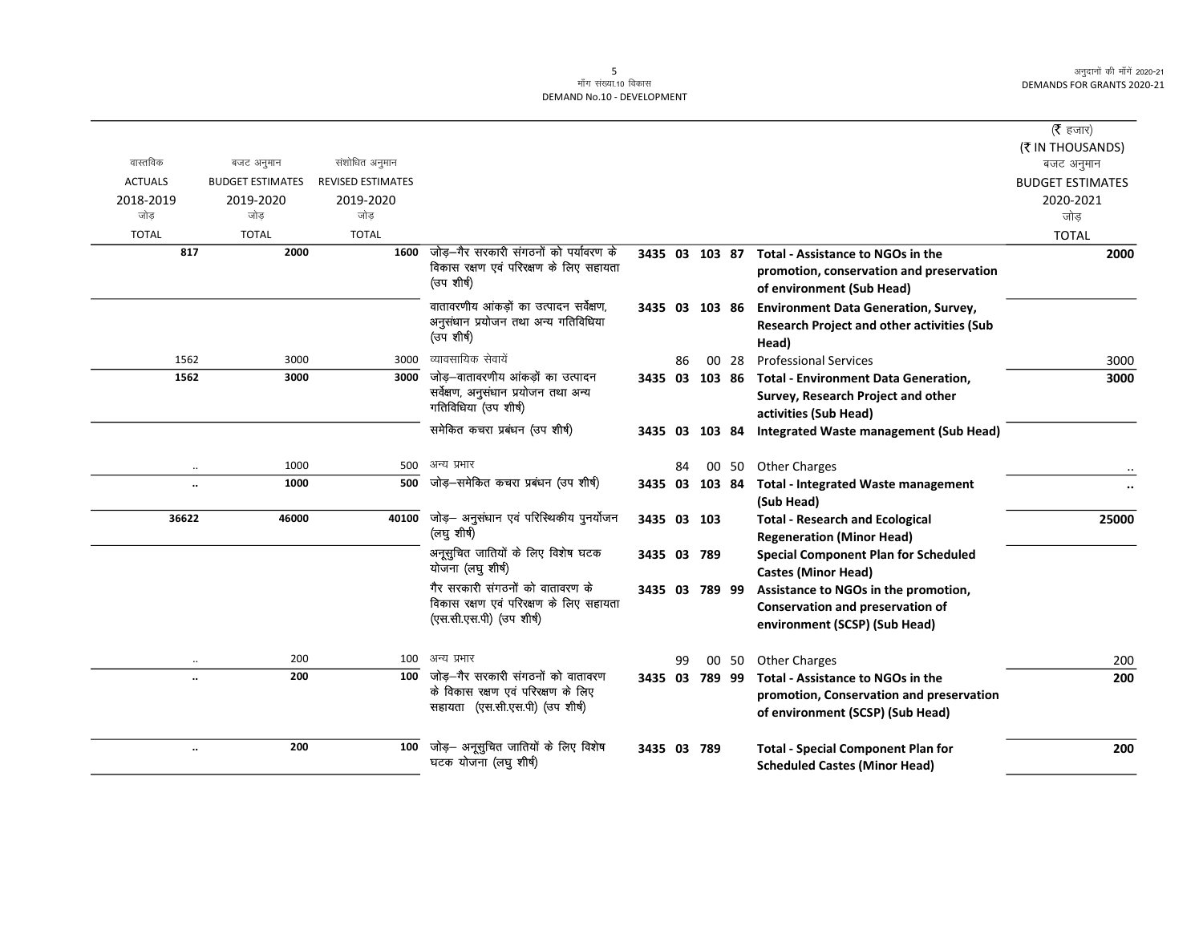| वास्तविक ACTUALS 2018-2019 जोड़ TOTAL | बजट अनुमान BUDGET ESTIMATES 2019-2020 जोड़ TOTAL | संशोधित अनुमान REVISED ESTIMATES 2019-2020 जोड़ TOTAL | | | | | | | (₹ हजार) (₹ IN THOUSANDS) बजट अनुमान BUDGET ESTIMATES 2020-2021 जोड़ TOTAL |
|---|---|---|---|---|---|---|---|---|---|
| **817** | **2000** | **1600** | जोड़–गैर सरकारी संगठनों को पर्यावरण के विकास रक्षण एवं परिरक्षण के लिए सहायता (उप शीर्ष) | **3435** | **03** | **103** | **87** | **Total - Assistance to NGOs in the promotion, conservation and preservation of environment (Sub Head)** | **2000** |
| | | | वातावरणीय आंकड़ों का उत्पादन सर्वेक्षण, अनुसंधान प्रयोजन तथा अन्य गतिविधिया (उप शीर्ष) | **3435** | **03** | **103** | **86** | **Environment Data Generation, Survey, Research Project and other activities (Sub Head)** | |
| 1562 | 3000 | 3000 | व्यावसायिक सेवायें | | 86 | 00 | 28 | Professional Services | 3000 |
| **1562** | **3000** | **3000** | जोड़–वातावरणीय आंकड़ों का उत्पादन सर्वेक्षण, अनुसंधान प्रयोजन तथा अन्य गतिविधिया (उप शीर्ष) | **3435** | **03** | **103** | **86** | **Total - Environment Data Generation, Survey, Research Project and other activities (Sub Head)** | **3000** |
| | | | समेकित कचरा प्रबंधन (उप शीर्ष) | **3435** | **03** | **103** | **84** | **Integrated Waste management (Sub Head)** | |
| .. | 1000 | 500 | अन्य प्रभार | | 84 | 00 | 50 | Other Charges | .. |
| **..** | **1000** | **500** | जोड़–समेकित कचरा प्रबंधन (उप शीर्ष) | **3435** | **03** | **103** | **84** | **Total - Integrated Waste management (Sub Head)** | **..** |
| **36622** | **46000** | **40100** | जोड़– अनुसंधान एवं परिस्थिकीय पुनर्योजन (लघु शीर्ष) | **3435** | **03** | **103** | | **Total - Research and Ecological Regeneration (Minor Head)** | **25000** |
| | | | अनूसुचित जातियों के लिए विशेष घटक योजना (लघु शीर्ष) | **3435** | **03** | **789** | | **Special Component Plan for Scheduled Castes (Minor Head)** | |
| | | | गैर सरकारी संगठनों को वातावरण के विकास रक्षण एवं परिरक्षण के लिए सहायता (एस.सी.एस.पी) (उप शीर्ष) | **3435** | **03** | **789** | **99** | **Assistance to NGOs in the promotion, Conservation and preservation of environment (SCSP) (Sub Head)** | |
| .. | 200 | 100 | अन्य प्रभार | | 99 | 00 | 50 | Other Charges | 200 |
| **..** | **200** | **100** | जोड़–गैर सरकारी संगठनों को वातावरण के विकास रक्षण एवं परिरक्षण के लिए सहायता (एस.सी.एस.पी) (उप शीर्ष) | **3435** | **03** | **789** | **99** | **Total - Assistance to NGOs in the promotion, Conservation and preservation of environment (SCSP) (Sub Head)** | **200** |
| **..** | **200** | **100** | जोड़– अनूसुचित जातियों के लिए विशेष घटक योजना (लघु शीर्ष) | **3435** | **03** | **789** | | **Total - Special Component Plan for Scheduled Castes (Minor Head)** | **200** |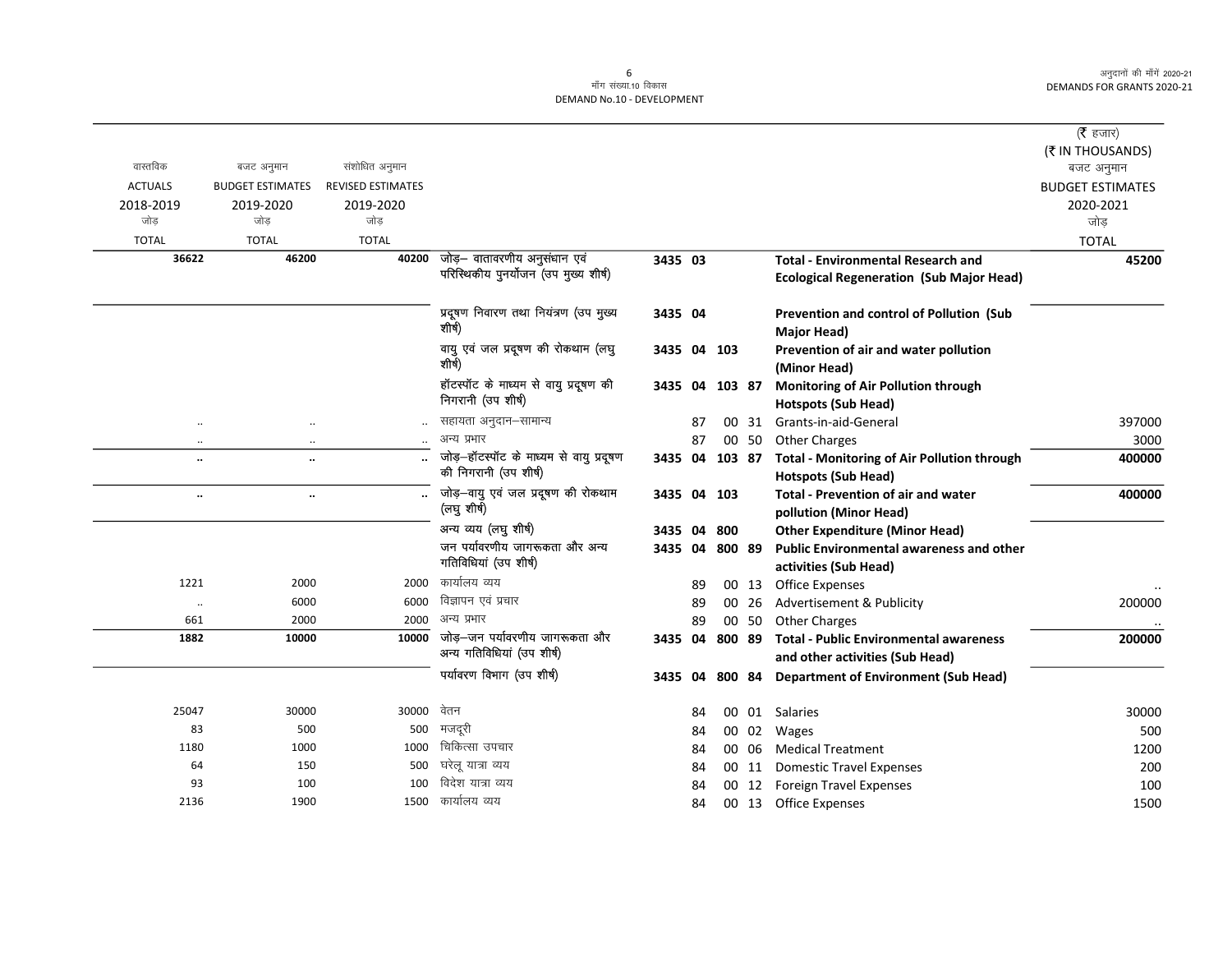मॉंग संख्या.10 विकास
DEMAND No.10 - DEVELOPMENT

अनुदानों की मॉंगें 2020-21
DEMANDS FOR GRANTS 2020-21

(₹ हजार)
(₹ IN THOUSANDS)

| वास्तविक ACTUALS 2018-2019 जोड़ TOTAL | बजट अनुमान BUDGET ESTIMATES 2019-2020 जोड़ TOTAL | संशोधित अनुमान REVISED ESTIMATES 2019-2020 जोड़ TOTAL | | | | | | | बजट अनुमान BUDGET ESTIMATES 2020-2021 जोड़ TOTAL |
|---|---|---|---|---|---|---|---|---|---|
| **36622** | **46200** | **40200** | जोड़– वातावरणीय अनुसंधान एवं परिस्थिकीय पुनर्योजन (उप मुख्य शीर्ष) | **3435** | **03** | | | **Total - Environmental Research and Ecological Regeneration (Sub Major Head)** | **45200** |
| | | | प्रदूषण निवारण तथा नियंत्रण (उप मुख्य शीर्ष) | **3435** | **04** | | | **Prevention and control of Pollution (Sub Major Head)** | |
| | | | वायु एवं जल प्रदूषण की रोकथाम (लघु शीर्ष) | **3435** | **04** | **103** | | **Prevention of air and water pollution (Minor Head)** | |
| | | | हॉटस्पॉट के माध्यम से वायु प्रदूषण की निगरानी (उप शीर्ष) | **3435** | **04** | **103** | **87** | **Monitoring of Air Pollution through Hotspots (Sub Head)** | |
| .. | .. | .. | सहायता अनुदान–सामान्य | | 87 | 00 | 31 | Grants-in-aid-General | 397000 |
| .. | .. | .. | अन्य प्रभार | | 87 | 00 | 50 | Other Charges | 3000 |
| **..** | **..** | **..** | जोड़–हॉटस्पॉट के माध्यम से वायु प्रदूषण की निगरानी (उप शीर्ष) | **3435** | **04** | **103** | **87** | **Total - Monitoring of Air Pollution through Hotspots (Sub Head)** | **400000** |
| **..** | **..** | **..** | जोड़–वायु एवं जल प्रदूषण की रोकथाम (लघु शीर्ष) | **3435** | **04** | **103** | | **Total - Prevention of air and water pollution (Minor Head)** | **400000** |
| | | | अन्य व्यय (लघु शीर्ष) | **3435** | **04** | **800** | | **Other Expenditure (Minor Head)** | |
| | | | जन पर्यावरणीय जागरूकता और अन्य गतिविधियां (उप शीर्ष) | **3435** | **04** | **800** | **89** | **Public Environmental awareness and other activities (Sub Head)** | |
| 1221 | 2000 | 2000 | कार्यालय व्यय | | 89 | 00 | 13 | Office Expenses | .. |
| .. | 6000 | 6000 | विज्ञापन एवं प्रचार | | 89 | 00 | 26 | Advertisement & Publicity | 200000 |
| 661 | 2000 | 2000 | अन्य प्रभार | | 89 | 00 | 50 | Other Charges | .. |
| **1882** | **10000** | **10000** | जोड़–जन पर्यावरणीय जागरूकता और अन्य गतिविधियां (उप शीर्ष) | **3435** | **04** | **800** | **89** | **Total - Public Environmental awareness and other activities (Sub Head)** | **200000** |
| | | | पर्यावरण विभाग (उप शीर्ष) | **3435** | **04** | **800** | **84** | **Department of Environment (Sub Head)** | |
| 25047 | 30000 | 30000 | वेतन | | 84 | 00 | 01 | Salaries | 30000 |
| 83 | 500 | 500 | मजदूरी | | 84 | 00 | 02 | Wages | 500 |
| 1180 | 1000 | 1000 | चिकित्सा उपचार | | 84 | 00 | 06 | Medical Treatment | 1200 |
| 64 | 150 | 500 | घरेलू यात्रा व्यय | | 84 | 00 | 11 | Domestic Travel Expenses | 200 |
| 93 | 100 | 100 | विदेश यात्रा व्यय | | 84 | 00 | 12 | Foreign Travel Expenses | 100 |
| 2136 | 1900 | 1500 | कार्यालय व्यय | | 84 | 00 | 13 | Office Expenses | 1500 |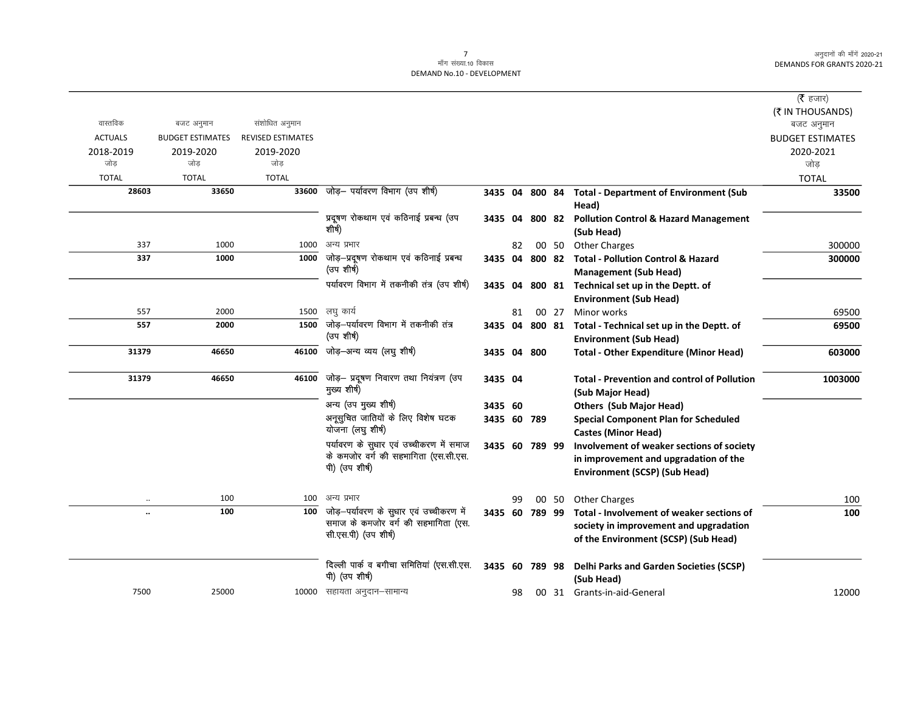| वास्तविक ACTUALS 2018-2019 जोड़ TOTAL | बजट अनुमान BUDGET ESTIMATES 2019-2020 जोड़ TOTAL | संशोधित अनुमान REVISED ESTIMATES 2019-2020 जोड़ TOTAL | | | | | | | (₹ हजार) (₹ IN THOUSANDS) बजट अनुमान BUDGET ESTIMATES 2020-2021 जोड़ TOTAL |
|---|---|---|---|---|---|---|---|---|---|
| **28603** | **33650** | **33600** | जोड़– पर्यावरण विभाग (उप शीर्ष) | **3435** | **04** | **800** | **84** | **Total - Department of Environment (Sub Head)** | **33500** |
| | | | प्रदूषण रोकथाम एवं कठिनाई प्रबन्ध (उप शीर्ष) | **3435** | **04** | **800** | **82** | **Pollution Control & Hazard Management (Sub Head)** | |
| 337 | 1000 | 1000 | अन्य प्रभार | | 82 | 00 | 50 | Other Charges | 300000 |
| **337** | **1000** | **1000** | जोड़–प्रदूषण रोकथाम एवं कठिनाई प्रबन्ध (उप शीर्ष) | **3435** | **04** | **800** | **82** | **Total - Pollution Control & Hazard Management (Sub Head)** | **300000** |
| | | | पर्यावरण विभाग में तकनीकी तंत्र (उप शीर्ष) | **3435** | **04** | **800** | **81** | **Technical set up in the Deptt. of Environment (Sub Head)** | |
| 557 | 2000 | 1500 | लघु कार्य | | 81 | 00 | 27 | Minor works | 69500 |
| **557** | **2000** | **1500** | जोड़–पर्यावरण विभाग में तकनीकी तंत्र (उप शीर्ष) | **3435** | **04** | **800** | **81** | **Total - Technical set up in the Deptt. of Environment (Sub Head)** | **69500** |
| **31379** | **46650** | **46100** | जोड़–अन्य व्यय (लघु शीर्ष) | **3435** | **04** | **800** | | **Total - Other Expenditure (Minor Head)** | **603000** |
| **31379** | **46650** | **46100** | जोड़– प्रदूषण निवारण तथा नियंत्रण (उप मुख्य शीर्ष) | **3435** | **04** | | | **Total - Prevention and control of Pollution (Sub Major Head)** | **1003000** |
| | | | अन्य (उप मुख्य शीर्ष) | **3435** | **60** | | | **Others (Sub Major Head)** | |
| | | | अनूसुचित जातियों के लिए विशेष घटक योजना (लघु शीर्ष) | **3435** | **60** | **789** | | **Special Component Plan for Scheduled Castes (Minor Head)** | |
| | | | पर्यावरण के सुधार एवं उच्चीकरण में समाज के कमजोर वर्ग की सहभागिता (एस.सी.एस.पी) (उप शीर्ष) | **3435** | **60** | **789** | **99** | **Involvement of weaker sections of society in improvement and upgradation of the Environment (SCSP) (Sub Head)** | |
| .. | 100 | 100 | अन्य प्रभार | | 99 | 00 | 50 | Other Charges | 100 |
| **..** | **100** | **100** | जोड़–पर्यावरण के सुधार एवं उच्चीकरण में समाज के कमजोर वर्ग की सहभागिता (एस.सी.एस.पी) (उप शीर्ष) | **3435** | **60** | **789** | **99** | **Total - Involvement of weaker sections of society in improvement and upgradation of the Environment (SCSP) (Sub Head)** | **100** |
| | | | दिल्ली पार्क व बगीचा समितियां (एस.सी.एस.पी) (उप शीर्ष) | **3435** | **60** | **789** | **98** | **Delhi Parks and Garden Societies (SCSP) (Sub Head)** | |
| 7500 | 25000 | 10000 | सहायता अनुदान–सामान्य | | 98 | 00 | 31 | Grants-in-aid-General | 12000 |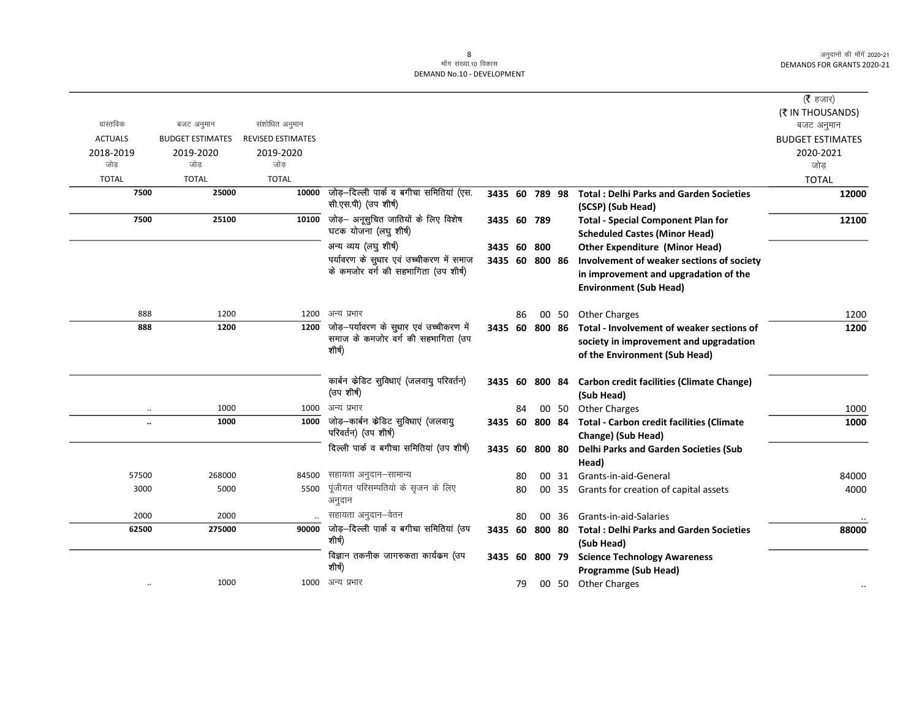मॉंग संख्या.10 विकास
DEMAND No.10 - DEVELOPMENT

| वास्तविक ACTUALS 2018-2019 जोड़ TOTAL | बजट अनुमान BUDGET ESTIMATES 2019-2020 जोड़ TOTAL | संशोधित अनुमान REVISED ESTIMATES 2019-2020 जोड़ TOTAL | | | | | | | (₹ हजार) (₹ IN THOUSANDS) बजट अनुमान BUDGET ESTIMATES 2020-2021 जोड़ TOTAL |
|---|---|---|---|---|---|---|---|---|---|
| **7500** | **25000** | **10000** | जोड़–दिल्ली पार्क व बगीचा समितियां (एस.सी.एस.पी) (उप शीर्ष) | 3435 | 60 | 789 | 98 | **Total : Delhi Parks and Garden Societies (SCSP) (Sub Head)** | **12000** |
| **7500** | **25100** | **10100** | जोड़– अनूसुचित जातियों के लिए विशेष घटक योजना (लघु शीर्ष) | 3435 | 60 | 789 | | **Total - Special Component Plan for Scheduled Castes (Minor Head)** | **12100** |
| | | | अन्य व्यय (लघु शीर्ष) | 3435 | 60 | 800 | | **Other Expenditure (Minor Head)** | |
| | | | पर्यावरण के सुधार एवं उच्चीकरण में समाज के कमजोर वर्ग की सहभागिता (उप शीर्ष) | 3435 | 60 | 800 | 86 | **Involvement of weaker sections of society in improvement and upgradation of the Environment (Sub Head)** | |
| 888 | 1200 | 1200 | अन्य प्रभार | | 86 | 00 | 50 | Other Charges | 1200 |
| **888** | **1200** | **1200** | जोड़–पर्यावरण के सुधार एवं उच्चीकरण में समाज के कमजोर वर्ग की सहभागिता (उप शीर्ष) | 3435 | 60 | 800 | 86 | **Total - Involvement of weaker sections of society in improvement and upgradation of the Environment (Sub Head)** | **1200** |
| | | | कार्बन क्रेडिट सुविधाएं (जलवायु परिवर्तन) (उप शीर्ष) | 3435 | 60 | 800 | 84 | **Carbon credit facilities (Climate Change) (Sub Head)** | |
| .. | 1000 | 1000 | अन्य प्रभार | | 84 | 00 | 50 | Other Charges | 1000 |
| **..** | **1000** | **1000** | जोड़–कार्बन क्रेडिट सुविधाएं (जलवायु परिवर्तन) (उप शीर्ष) | 3435 | 60 | 800 | 84 | **Total - Carbon credit facilities (Climate Change) (Sub Head)** | **1000** |
| | | | दिल्ली पार्क व बगीचा समितियां (उप शीर्ष) | 3435 | 60 | 800 | 80 | **Delhi Parks and Garden Societies (Sub Head)** | |
| 57500 | 268000 | 84500 | सहायता अनुदान–सामान्य | | 80 | 00 | 31 | Grants-in-aid-General | 84000 |
| 3000 | 5000 | 5500 | पूंजीगत परिसम्पतियो के सृजन के लिए अनुदान | | 80 | 00 | 35 | Grants for creation of capital assets | 4000 |
| 2000 | 2000 | .. | सहायता अनुदान–वेतन | | 80 | 00 | 36 | Grants-in-aid-Salaries | .. |
| **62500** | **275000** | **90000** | जोड़–दिल्ली पार्क व बगीचा समितियां (उप शीर्ष) | 3435 | 60 | 800 | 80 | **Total : Delhi Parks and Garden Societies (Sub Head)** | **88000** |
| | | | विज्ञान तकनीक जागरुकता कार्यक्रम (उप शीर्ष) | 3435 | 60 | 800 | 79 | **Science Technology Awareness Programme (Sub Head)** | |
| .. | 1000 | 1000 | अन्य प्रभार | | 79 | 00 | 50 | Other Charges | .. |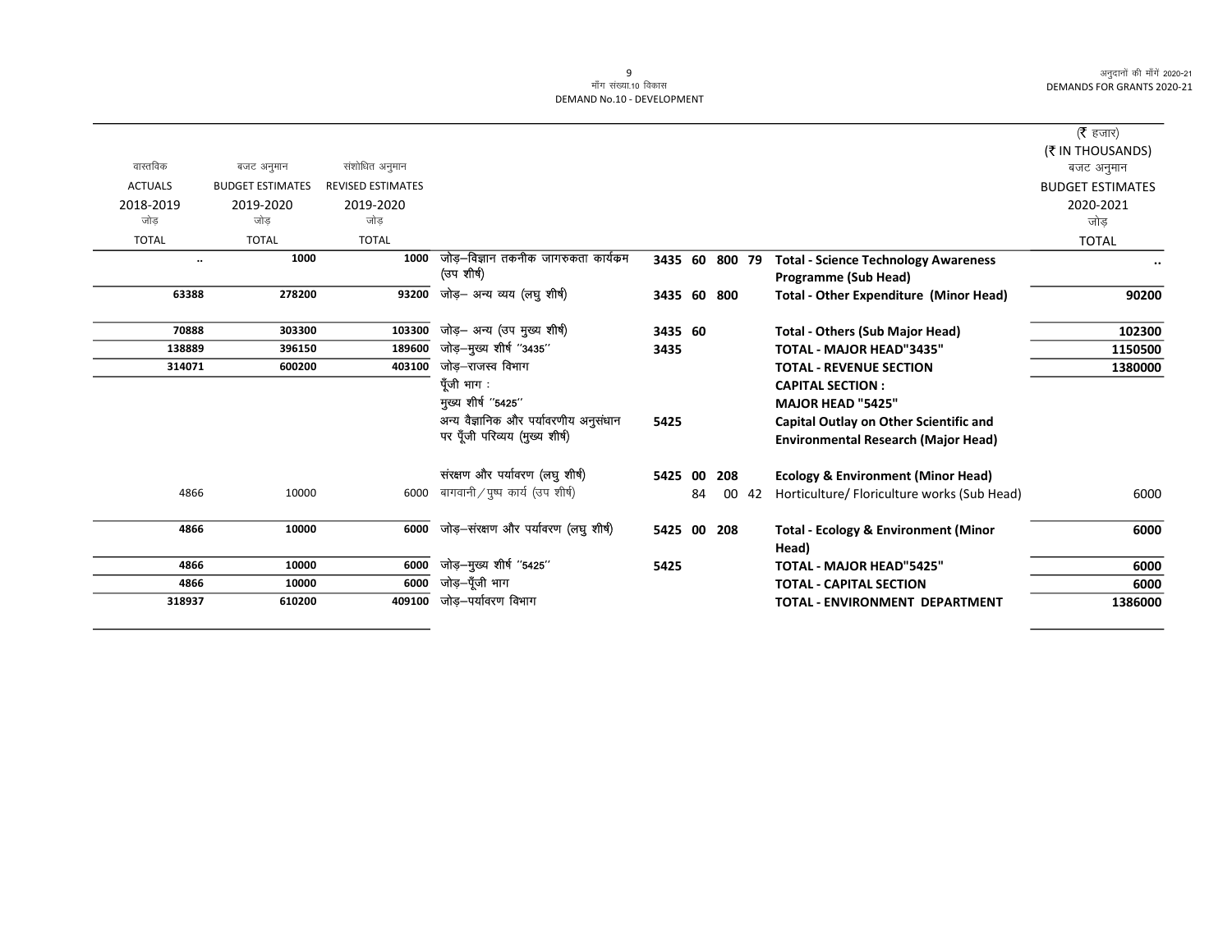(₹ हजार)
(₹ IN THOUSANDS)

| वास्तविक ACTUALS 2018-2019 जोड़ TOTAL | बजट अनुमान BUDGET ESTIMATES 2019-2020 जोड़ TOTAL | संशोधित अनुमान REVISED ESTIMATES 2019-2020 जोड़ TOTAL | | | | | | | बजट अनुमान BUDGET ESTIMATES 2020-2021 जोड़ TOTAL |
|---|---|---|---|---|---|---|---|---|---|
| .. | 1000 | 1000 | जोड़–विज्ञान तकनीक जागरुकता कार्यक्रम (उप शीर्ष) | 3435 | 60 | 800 | 79 | **Total - Science Technology Awareness Programme (Sub Head)** | .. |
| **63388** | **278200** | **93200** | जोड़– अन्य व्यय (लघु शीर्ष) | 3435 | 60 | 800 | | **Total - Other Expenditure (Minor Head)** | **90200** |
| **70888** | **303300** | **103300** | जोड़– अन्य (उप मुख्य शीर्ष) | 3435 | 60 | | | **Total - Others (Sub Major Head)** | **102300** |
| **138889** | **396150** | **189600** | जोड़–मुख्य शीर्ष "3435" | 3435 | | | | **TOTAL - MAJOR HEAD"3435"** | **1150500** |
| **314071** | **600200** | **403100** | जोड़–राजस्व विभाग | | | | | **TOTAL - REVENUE SECTION** | **1380000** |
| | | | पूँजी भाग : | | | | | **CAPITAL SECTION :** | |
| | | | मुख्य शीर्ष "5425" | | | | | **MAJOR HEAD "5425"** | |
| | | | अन्य वैज्ञानिक और पर्यावरणीय अनुसंधान पर पूँजी परिव्यय (मुख्य शीर्ष) | 5425 | | | | **Capital Outlay on Other Scientific and Environmental Research (Major Head)** | |
| | | | संरक्षण और पर्यावरण (लघु शीर्ष) | 5425 | 00 | 208 | | **Ecology & Environment (Minor Head)** | |
| 4866 | 10000 | 6000 | बागवानी / पुष्प कार्य (उप शीर्ष) | | 84 | 00 | 42 | Horticulture/ Floriculture works (Sub Head) | 6000 |
| **4866** | **10000** | **6000** | जोड़–संरक्षण और पर्यावरण (लघु शीर्ष) | 5425 | 00 | 208 | | **Total - Ecology & Environment (Minor Head)** | **6000** |
| **4866** | **10000** | **6000** | जोड़–मुख्य शीर्ष "5425" | 5425 | | | | **TOTAL - MAJOR HEAD"5425"** | **6000** |
| **4866** | **10000** | **6000** | जोड़–पूँजी भाग | | | | | **TOTAL - CAPITAL SECTION** | **6000** |
| **318937** | **610200** | **409100** | जोड़–पर्यावरण विभाग | | | | | **TOTAL - ENVIRONMENT DEPARTMENT** | **1386000** |